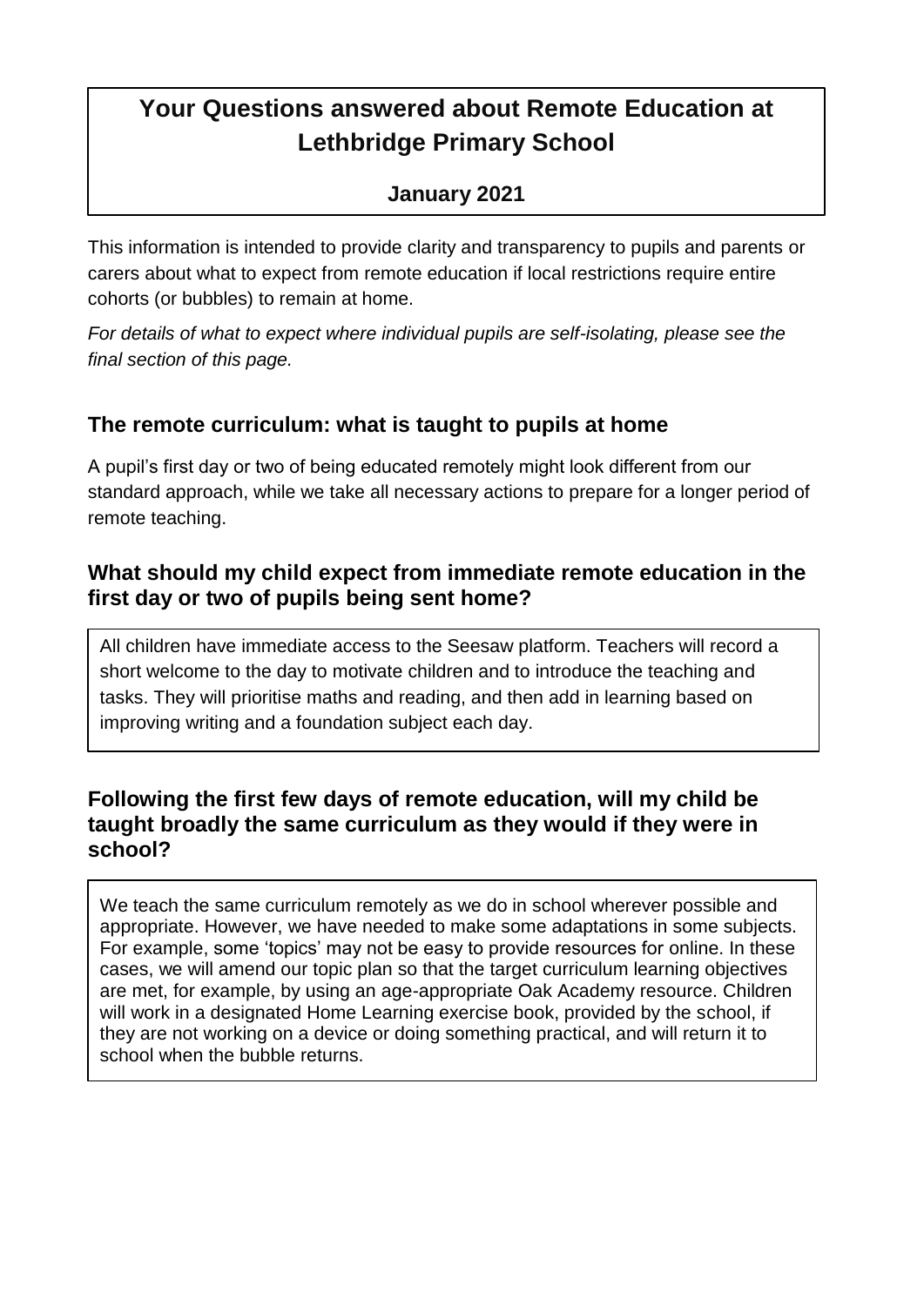# Your Questions answered about Remote Education at Lethbridge Primary School

**January 2021**

This information is intended to provide clarity and transparency to pupils and parents or carers about what to expect from remote education if local restrictions require entire cohorts (or bubbles) to remain at home.

*For details of what to expect where individual pupils are self-isolating, please see the final section of this page.*

## The remote curriculum: what is taught to pupils at home

A pupil's first day or two of being educated remotely might look different from our standard approach, while we take all necessary actions to prepare for a longer period of remote teaching.

## What should my child expect from immediate remote education in the first day or two of pupils being sent home?

All children have immediate access to the Seesaw platform. Teachers will record a short welcome to the day to motivate children and to introduce the teaching and tasks. They will prioritise maths and reading, and then add in learning based on improving writing and a foundation subject each day.

## Following the first few days of remote education, will my child be taught broadly the same curriculum as they would if they were in school?

We teach the same curriculum remotely as we do in school wherever possible and appropriate. However, we have needed to make some adaptations in some subjects. For example, some 'topics' may not be easy to provide resources for online. In these cases, we will amend our topic plan so that the target curriculum learning objectives are met, for example, by using an age-appropriate Oak Academy resource. Children will work in a designated Home Learning exercise book, provided by the school, if they are not working on a device or doing something practical, and will return it to school when the bubble returns.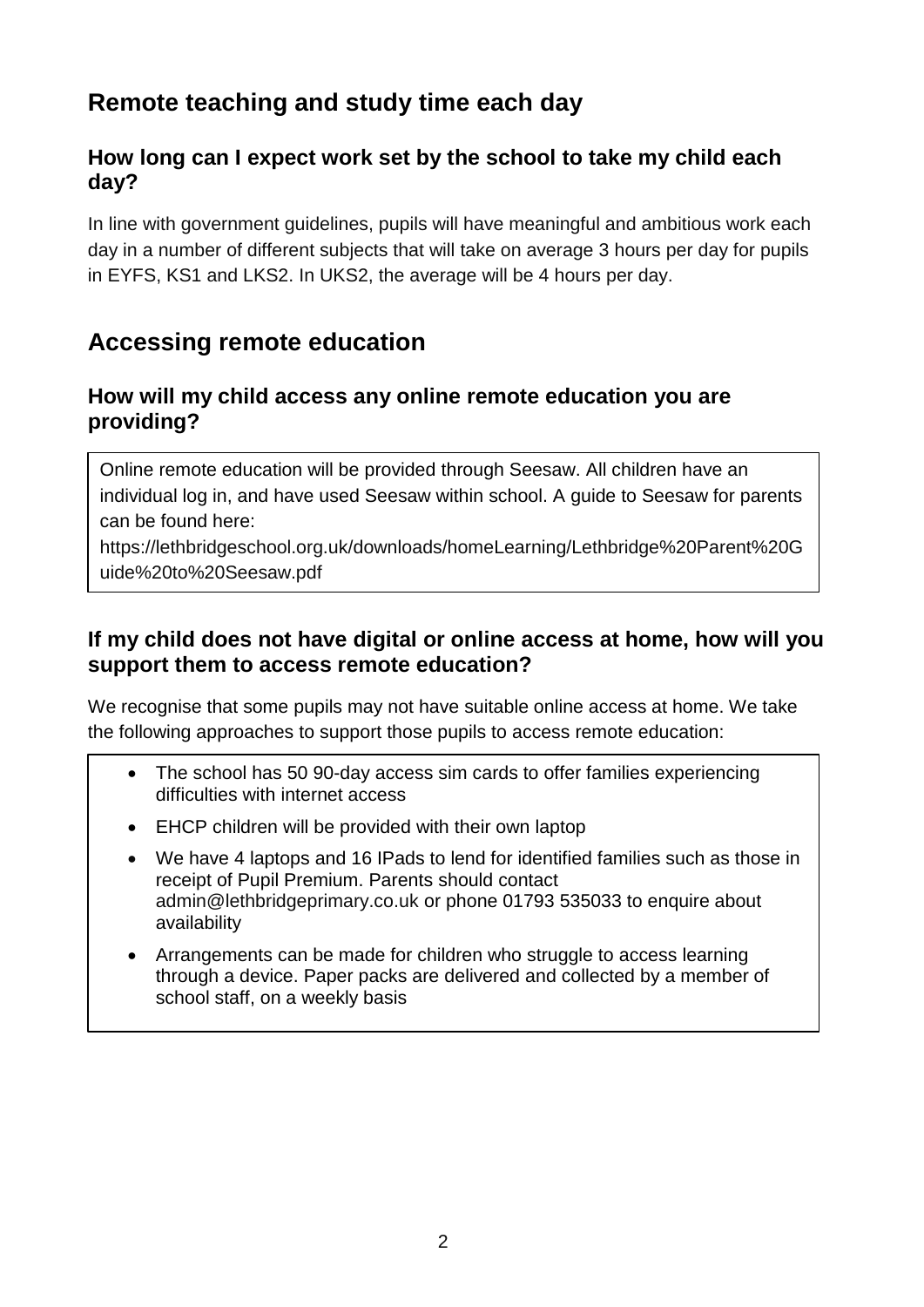## Remote teaching and study time each day

### How long can I expect work set by the school to take my child each day?

In line with government guidelines, pupils will have meaningful and ambitious work each day in a number of different subjects that will take on average 3 hours per day for pupils in EYFS, KS1 and LKS2. In UKS2, the average will be 4 hours per day.

## Accessing remote education

### How will my child access any online remote education you are providing?

Online remote education will be provided through Seesaw. All children have an individual log in, and have used Seesaw within school. A guide to Seesaw for parents can be found here:
https://lethbridgeschool.org.uk/downloads/homeLearning/Lethbridge%20Parent%20Guide%20to%20Seesaw.pdf

### If my child does not have digital or online access at home, how will you support them to access remote education?

We recognise that some pupils may not have suitable online access at home. We take the following approaches to support those pupils to access remote education:

- The school has 50 90-day access sim cards to offer families experiencing difficulties with internet access
- EHCP children will be provided with their own laptop
- We have 4 laptops and 16 IPads to lend for identified families such as those in receipt of Pupil Premium. Parents should contact admin@lethbridgeprimary.co.uk or phone 01793 535033 to enquire about availability
- Arrangements can be made for children who struggle to access learning through a device. Paper packs are delivered and collected by a member of school staff, on a weekly basis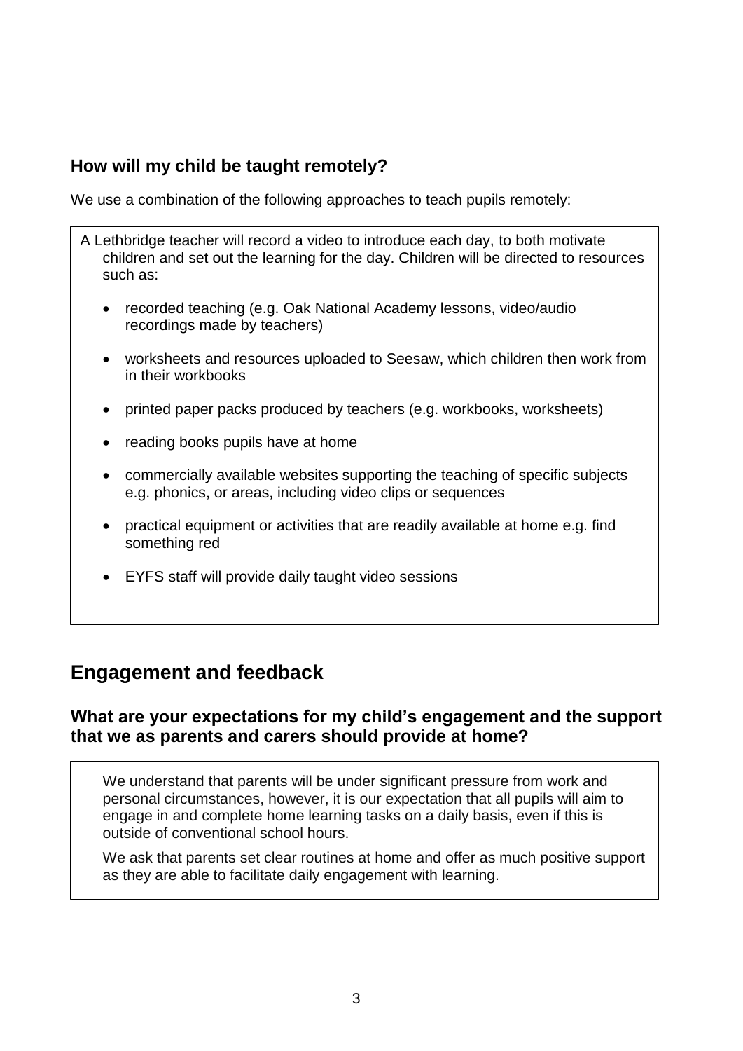### How will my child be taught remotely?

We use a combination of the following approaches to teach pupils remotely:

A Lethbridge teacher will record a video to introduce each day, to both motivate children and set out the learning for the day. Children will be directed to resources such as:

- recorded teaching (e.g. Oak National Academy lessons, video/audio recordings made by teachers)
- worksheets and resources uploaded to Seesaw, which children then work from in their workbooks
- printed paper packs produced by teachers (e.g. workbooks, worksheets)
- reading books pupils have at home
- commercially available websites supporting the teaching of specific subjects e.g. phonics, or areas, including video clips or sequences
- practical equipment or activities that are readily available at home e.g. find something red
- EYFS staff will provide daily taught video sessions

## Engagement and feedback

### What are your expectations for my child's engagement and the support that we as parents and carers should provide at home?

We understand that parents will be under significant pressure from work and personal circumstances, however, it is our expectation that all pupils will aim to engage in and complete home learning tasks on a daily basis, even if this is outside of conventional school hours.

We ask that parents set clear routines at home and offer as much positive support as they are able to facilitate daily engagement with learning.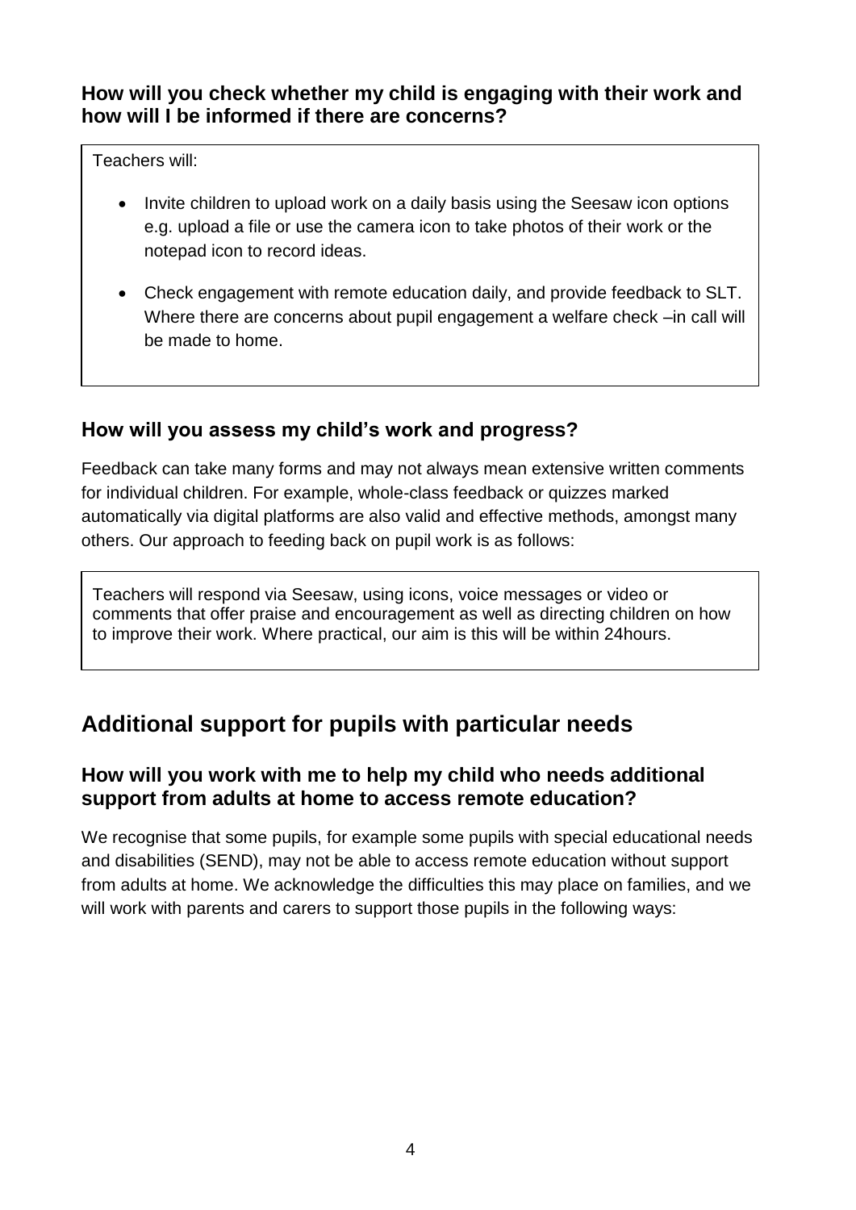### How will you check whether my child is engaging with their work and how will I be informed if there are concerns?

Teachers will:

- Invite children to upload work on a daily basis using the Seesaw icon options e.g. upload a file or use the camera icon to take photos of their work or the notepad icon to record ideas.
- Check engagement with remote education daily, and provide feedback to SLT. Where there are concerns about pupil engagement a welfare check –in call will be made to home.

### How will you assess my child's work and progress?

Feedback can take many forms and may not always mean extensive written comments for individual children. For example, whole-class feedback or quizzes marked automatically via digital platforms are also valid and effective methods, amongst many others. Our approach to feeding back on pupil work is as follows:

Teachers will respond via Seesaw, using icons, voice messages or video or comments that offer praise and encouragement as well as directing children on how to improve their work. Where practical, our aim is this will be within 24hours.

## Additional support for pupils with particular needs

### How will you work with me to help my child who needs additional support from adults at home to access remote education?

We recognise that some pupils, for example some pupils with special educational needs and disabilities (SEND), may not be able to access remote education without support from adults at home. We acknowledge the difficulties this may place on families, and we will work with parents and carers to support those pupils in the following ways: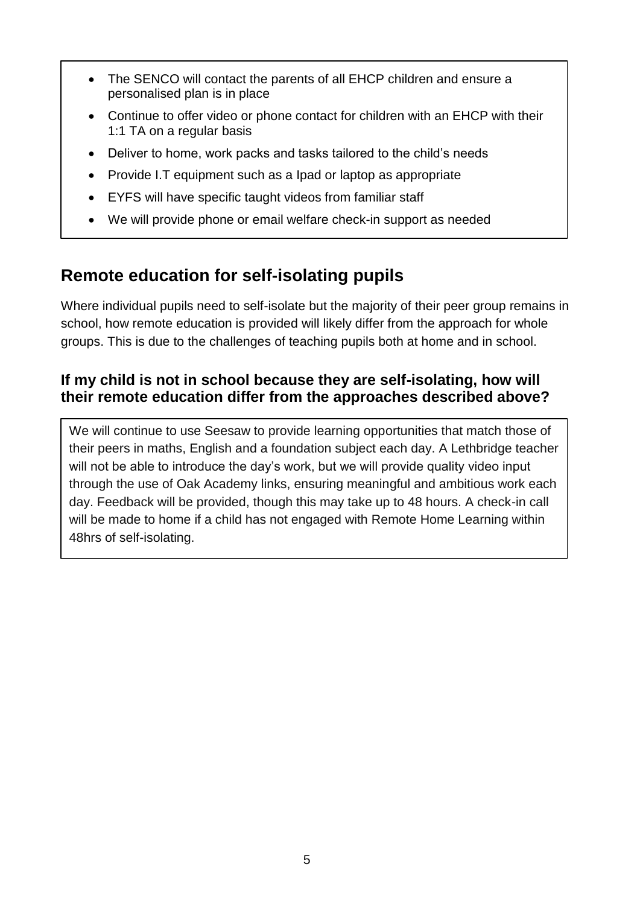- The SENCO will contact the parents of all EHCP children and ensure a personalised plan is in place
- Continue to offer video or phone contact for children with an EHCP with their 1:1 TA on a regular basis
- Deliver to home, work packs and tasks tailored to the child's needs
- Provide I.T equipment such as a Ipad or laptop as appropriate
- EYFS will have specific taught videos from familiar staff
- We will provide phone or email welfare check-in support as needed

## Remote education for self-isolating pupils

Where individual pupils need to self-isolate but the majority of their peer group remains in school, how remote education is provided will likely differ from the approach for whole groups. This is due to the challenges of teaching pupils both at home and in school.

### If my child is not in school because they are self-isolating, how will their remote education differ from the approaches described above?

We will continue to use Seesaw to provide learning opportunities that match those of their peers in maths, English and a foundation subject each day. A Lethbridge teacher will not be able to introduce the day's work, but we will provide quality video input through the use of Oak Academy links, ensuring meaningful and ambitious work each day. Feedback will be provided, though this may take up to 48 hours. A check-in call will be made to home if a child has not engaged with Remote Home Learning within 48hrs of self-isolating.